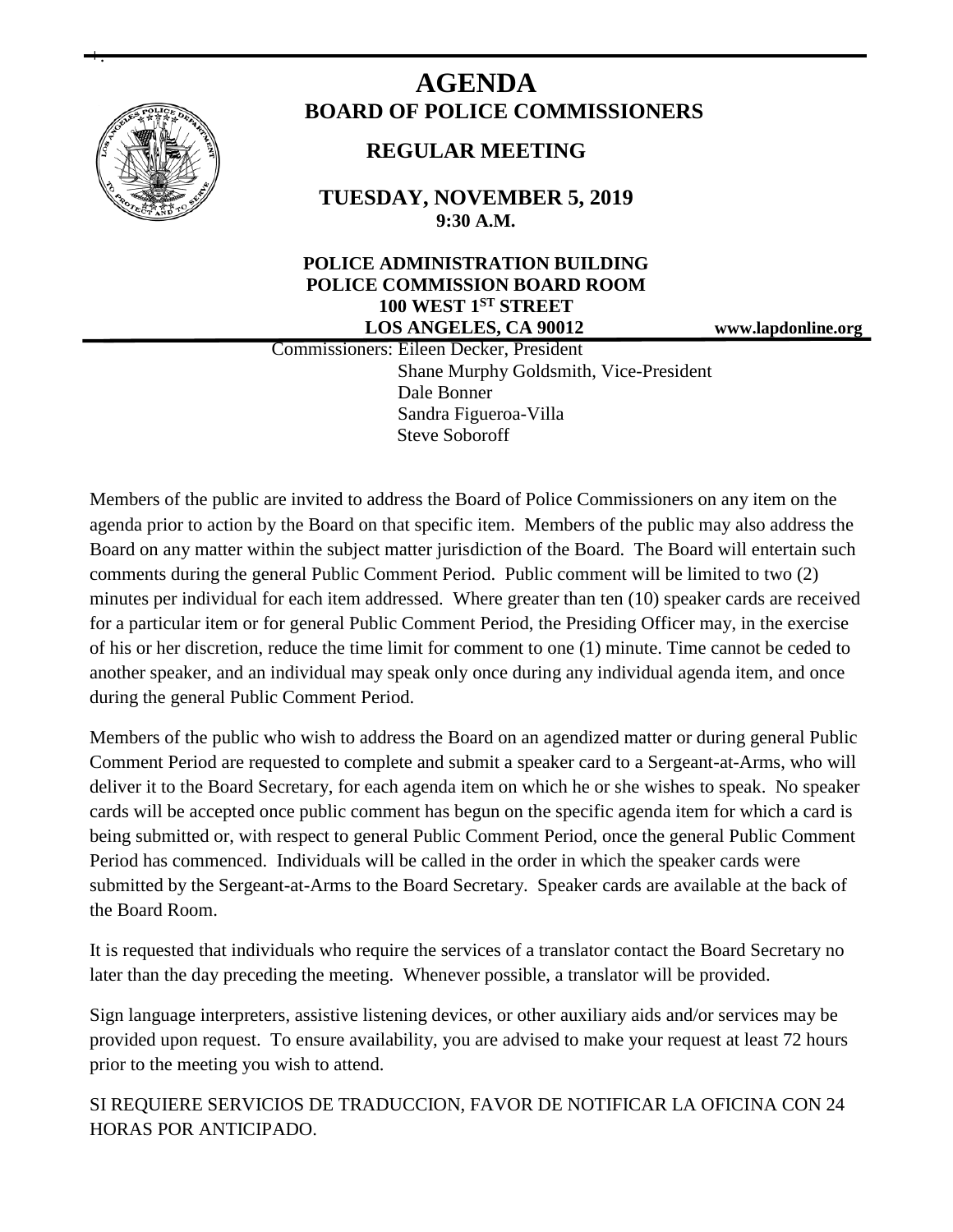# AGENDA

## BOARD OF POLICE COMMISSIONERS

### REGULAR MEETING

**TUESDAY, NOVEMBER 5, 2019**
**9:30 A.M.**

**POLICE ADMINISTRATION BUILDING**
**POLICE COMMISSION BOARD ROOM**
**100 WEST 1ST STREET**
**LOS ANGELES, CA 90012**

**www.lapdonline.org**

Commissioners: Eileen Decker, President
Shane Murphy Goldsmith, Vice-President
Dale Bonner
Sandra Figueroa-Villa
Steve Soboroff

Members of the public are invited to address the Board of Police Commissioners on any item on the agenda prior to action by the Board on that specific item. Members of the public may also address the Board on any matter within the subject matter jurisdiction of the Board. The Board will entertain such comments during the general Public Comment Period. Public comment will be limited to two (2) minutes per individual for each item addressed. Where greater than ten (10) speaker cards are received for a particular item or for general Public Comment Period, the Presiding Officer may, in the exercise of his or her discretion, reduce the time limit for comment to one (1) minute. Time cannot be ceded to another speaker, and an individual may speak only once during any individual agenda item, and once during the general Public Comment Period.

Members of the public who wish to address the Board on an agendized matter or during general Public Comment Period are requested to complete and submit a speaker card to a Sergeant-at-Arms, who will deliver it to the Board Secretary, for each agenda item on which he or she wishes to speak. No speaker cards will be accepted once public comment has begun on the specific agenda item for which a card is being submitted or, with respect to general Public Comment Period, once the general Public Comment Period has commenced. Individuals will be called in the order in which the speaker cards were submitted by the Sergeant-at-Arms to the Board Secretary. Speaker cards are available at the back of the Board Room.

It is requested that individuals who require the services of a translator contact the Board Secretary no later than the day preceding the meeting. Whenever possible, a translator will be provided.

Sign language interpreters, assistive listening devices, or other auxiliary aids and/or services may be provided upon request. To ensure availability, you are advised to make your request at least 72 hours prior to the meeting you wish to attend.

SI REQUIERE SERVICIOS DE TRADUCCION, FAVOR DE NOTIFICAR LA OFICINA CON 24 HORAS POR ANTICIPADO.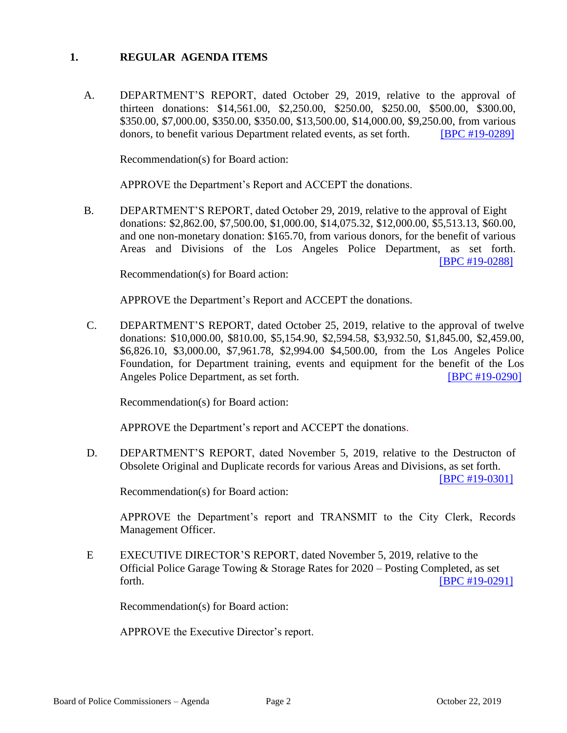## 1. REGULAR AGENDA ITEMS

A. DEPARTMENT'S REPORT, dated October 29, 2019, relative to the approval of thirteen donations: $14,561.00, $2,250.00, $250.00, $250.00, $500.00, $300.00, $350.00, $7,000.00, $350.00, $350.00, $13,500.00, $14,000.00, $9,250.00, from various donors, to benefit various Department related events, as set forth. [BPC #19-0289]

Recommendation(s) for Board action:

APPROVE the Department's Report and ACCEPT the donations.

B. DEPARTMENT'S REPORT, dated October 29, 2019, relative to the approval of Eight donations: $2,862.00, $7,500.00, $1,000.00, $14,075.32, $12,000.00, $5,513.13, $60.00, and one non-monetary donation: $165.70, from various donors, for the benefit of various Areas and Divisions of the Los Angeles Police Department, as set forth. [BPC #19-0288]

Recommendation(s) for Board action:

APPROVE the Department's Report and ACCEPT the donations.

C. DEPARTMENT'S REPORT, dated October 25, 2019, relative to the approval of twelve donations: $10,000.00, $810.00, $5,154.90, $2,594.58, $3,932.50, $1,845.00, $2,459.00, $6,826.10, $3,000.00, $7,961.78, $2,994.00 $4,500.00, from the Los Angeles Police Foundation, for Department training, events and equipment for the benefit of the Los Angeles Police Department, as set forth. [BPC #19-0290]

Recommendation(s) for Board action:

APPROVE the Department's report and ACCEPT the donations.

D. DEPARTMENT'S REPORT, dated November 5, 2019, relative to the Destructon of Obsolete Original and Duplicate records for various Areas and Divisions, as set forth. [BPC #19-0301]

Recommendation(s) for Board action:

APPROVE the Department's report and TRANSMIT to the City Clerk, Records Management Officer.

E EXECUTIVE DIRECTOR'S REPORT, dated November 5, 2019, relative to the Official Police Garage Towing & Storage Rates for 2020 – Posting Completed, as set forth. [BPC #19-0291]

Recommendation(s) for Board action:

APPROVE the Executive Director's report.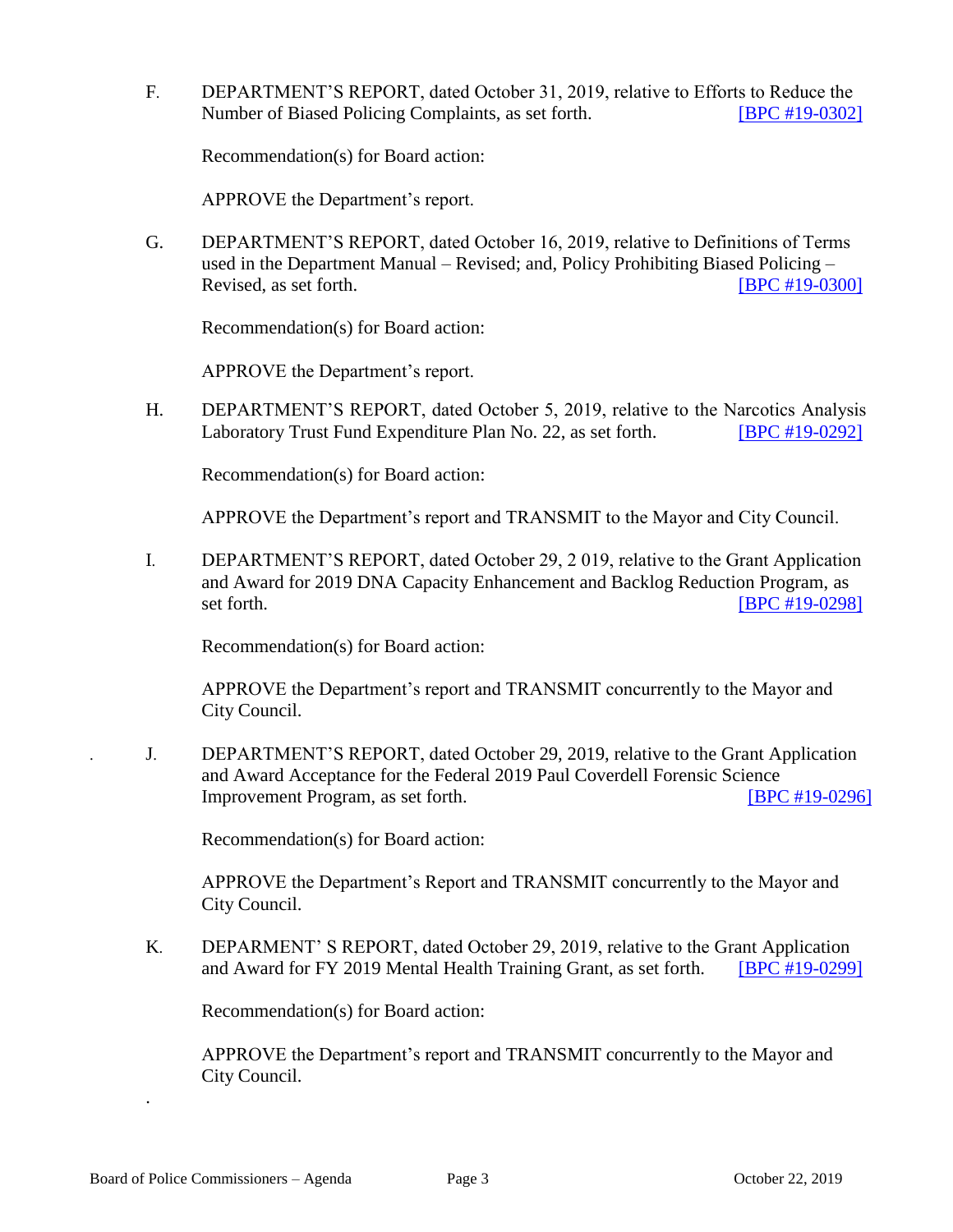F. DEPARTMENT'S REPORT, dated October 31, 2019, relative to Efforts to Reduce the Number of Biased Policing Complaints, as set forth. [BPC #19-0302]

Recommendation(s) for Board action:

APPROVE the Department's report.

G. DEPARTMENT'S REPORT, dated October 16, 2019, relative to Definitions of Terms used in the Department Manual – Revised; and, Policy Prohibiting Biased Policing – Revised, as set forth. [BPC #19-0300]

Recommendation(s) for Board action:

APPROVE the Department's report.

H. DEPARTMENT'S REPORT, dated October 5, 2019, relative to the Narcotics Analysis Laboratory Trust Fund Expenditure Plan No. 22, as set forth. [BPC #19-0292]

Recommendation(s) for Board action:

APPROVE the Department's report and TRANSMIT to the Mayor and City Council.

I. DEPARTMENT'S REPORT, dated October 29, 2 019, relative to the Grant Application and Award for 2019 DNA Capacity Enhancement and Backlog Reduction Program, as set forth. [BPC #19-0298]

Recommendation(s) for Board action:

APPROVE the Department's report and TRANSMIT concurrently to the Mayor and City Council.

J. DEPARTMENT'S REPORT, dated October 29, 2019, relative to the Grant Application and Award Acceptance for the Federal 2019 Paul Coverdell Forensic Science Improvement Program, as set forth. [BPC #19-0296]

Recommendation(s) for Board action:

APPROVE the Department's Report and TRANSMIT concurrently to the Mayor and City Council.

K. DEPARMENT' S REPORT, dated October 29, 2019, relative to the Grant Application and Award for FY 2019 Mental Health Training Grant, as set forth. [BPC #19-0299]

Recommendation(s) for Board action:

APPROVE the Department's report and TRANSMIT concurrently to the Mayor and City Council.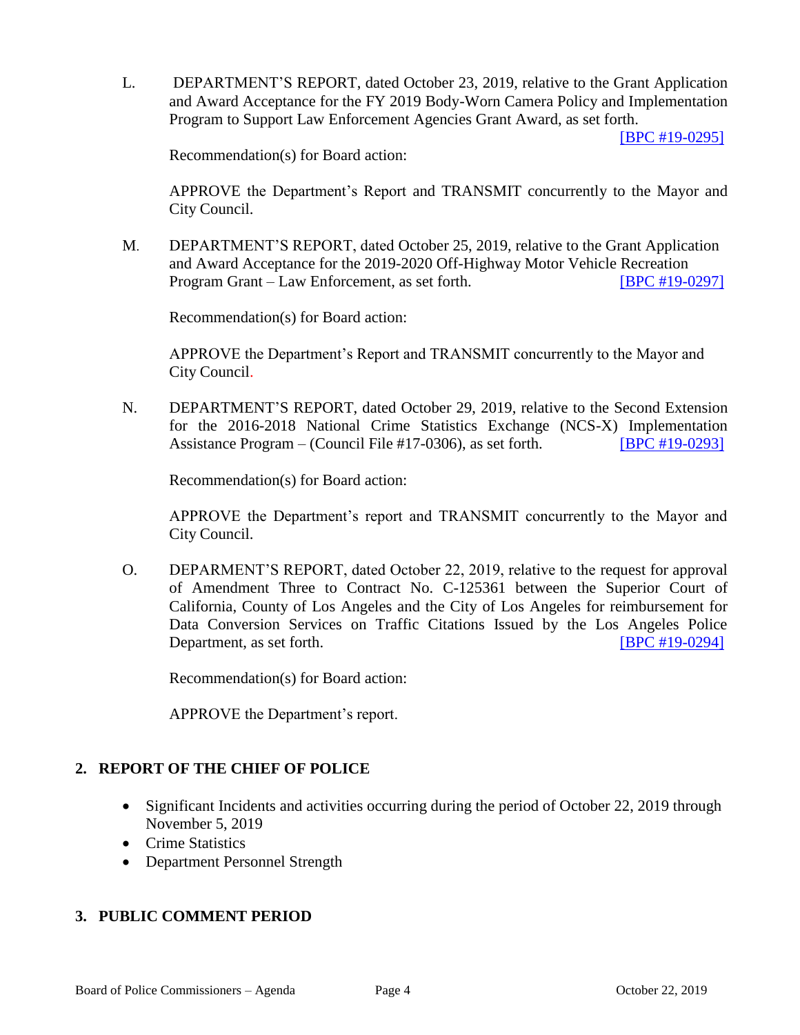L. DEPARTMENT'S REPORT, dated October 23, 2019, relative to the Grant Application and Award Acceptance for the FY 2019 Body-Worn Camera Policy and Implementation Program to Support Law Enforcement Agencies Grant Award, as set forth. [BPC #19-0295]

Recommendation(s) for Board action:

APPROVE the Department's Report and TRANSMIT concurrently to the Mayor and City Council.

M. DEPARTMENT'S REPORT, dated October 25, 2019, relative to the Grant Application and Award Acceptance for the 2019-2020 Off-Highway Motor Vehicle Recreation Program Grant – Law Enforcement, as set forth. [BPC #19-0297]

Recommendation(s) for Board action:

APPROVE the Department's Report and TRANSMIT concurrently to the Mayor and City Council.

N. DEPARTMENT'S REPORT, dated October 29, 2019, relative to the Second Extension for the 2016-2018 National Crime Statistics Exchange (NCS-X) Implementation Assistance Program – (Council File #17-0306), as set forth. [BPC #19-0293]

Recommendation(s) for Board action:

APPROVE the Department's report and TRANSMIT concurrently to the Mayor and City Council.

O. DEPARMENT'S REPORT, dated October 22, 2019, relative to the request for approval of Amendment Three to Contract No. C-125361 between the Superior Court of California, County of Los Angeles and the City of Los Angeles for reimbursement for Data Conversion Services on Traffic Citations Issued by the Los Angeles Police Department, as set forth. [BPC #19-0294]

Recommendation(s) for Board action:

APPROVE the Department's report.

## 2. REPORT OF THE CHIEF OF POLICE

- Significant Incidents and activities occurring during the period of October 22, 2019 through November 5, 2019
- Crime Statistics
- Department Personnel Strength

## 3. PUBLIC COMMENT PERIOD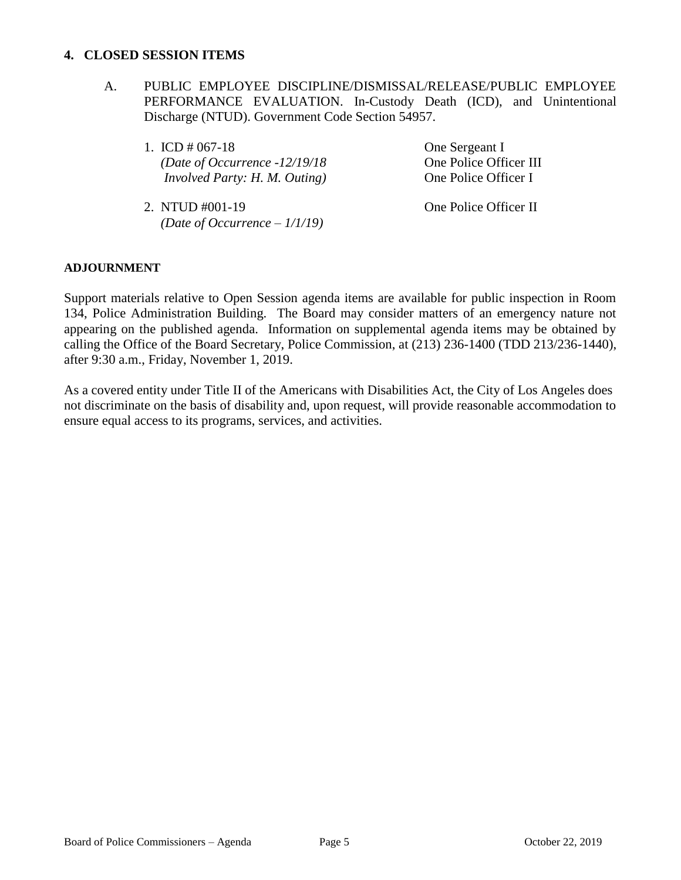## 4. CLOSED SESSION ITEMS

A. PUBLIC EMPLOYEE DISCIPLINE/DISMISSAL/RELEASE/PUBLIC EMPLOYEE PERFORMANCE EVALUATION. In-Custody Death (ICD), and Unintentional Discharge (NTUD). Government Code Section 54957.

| | |
|---|---|
| 1. ICD # 067-18<br>*(Date of Occurrence -12/19/18*<br>*Involved Party: H. M. Outing)* | One Sergeant I<br>One Police Officer III<br>One Police Officer I |
| 2. NTUD #001-19<br>*(Date of Occurrence – 1/1/19)* | One Police Officer II |

**ADJOURNMENT**

Support materials relative to Open Session agenda items are available for public inspection in Room 134, Police Administration Building. The Board may consider matters of an emergency nature not appearing on the published agenda. Information on supplemental agenda items may be obtained by calling the Office of the Board Secretary, Police Commission, at (213) 236-1400 (TDD 213/236-1440), after 9:30 a.m., Friday, November 1, 2019.

As a covered entity under Title II of the Americans with Disabilities Act, the City of Los Angeles does not discriminate on the basis of disability and, upon request, will provide reasonable accommodation to ensure equal access to its programs, services, and activities.